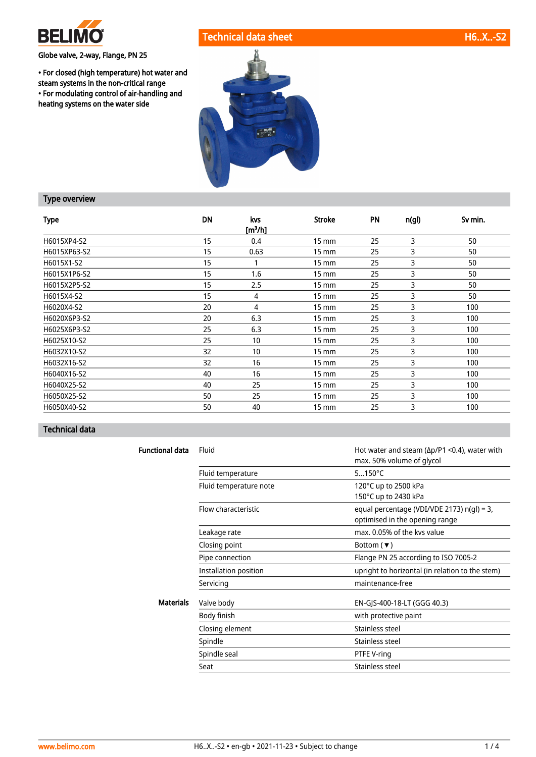# Technical data sheet H6..X..-S2

Globe valve, 2-way, Flange, PN 25

- For closed (high temperature) hot water and steam systems in the non-critical range
- For modulating control of air-handling and heating systems on the water side

## Type overview

| Type | DN | kvs [m³/h] | Stroke | PN | n(gl) | Sv min. |
|---|---|---|---|---|---|---|
| H6015XP4-S2 | 15 | 0.4 | 15 mm | 25 | 3 | 50 |
| H6015XP63-S2 | 15 | 0.63 | 15 mm | 25 | 3 | 50 |
| H6015X1-S2 | 15 | 1 | 15 mm | 25 | 3 | 50 |
| H6015X1P6-S2 | 15 | 1.6 | 15 mm | 25 | 3 | 50 |
| H6015X2P5-S2 | 15 | 2.5 | 15 mm | 25 | 3 | 50 |
| H6015X4-S2 | 15 | 4 | 15 mm | 25 | 3 | 50 |
| H6020X4-S2 | 20 | 4 | 15 mm | 25 | 3 | 100 |
| H6020X6P3-S2 | 20 | 6.3 | 15 mm | 25 | 3 | 100 |
| H6025X6P3-S2 | 25 | 6.3 | 15 mm | 25 | 3 | 100 |
| H6025X10-S2 | 25 | 10 | 15 mm | 25 | 3 | 100 |
| H6032X10-S2 | 32 | 10 | 15 mm | 25 | 3 | 100 |
| H6032X16-S2 | 32 | 16 | 15 mm | 25 | 3 | 100 |
| H6040X16-S2 | 40 | 16 | 15 mm | 25 | 3 | 100 |
| H6040X25-S2 | 40 | 25 | 15 mm | 25 | 3 | 100 |
| H6050X25-S2 | 50 | 25 | 15 mm | 25 | 3 | 100 |
| H6050X40-S2 | 50 | 40 | 15 mm | 25 | 3 | 100 |

## Technical data

| | | |
|---|---|---|
| **Functional data** | Fluid | Hot water and steam (Δp/P1 <0.4), water with max. 50% volume of glycol |
| | Fluid temperature | 5...150°C |
| | Fluid temperature note | 120°C up to 2500 kPa<br>150°C up to 2430 kPa |
| | Flow characteristic | equal percentage (VDI/VDE 2173) n(gl) = 3, optimised in the opening range |
| | Leakage rate | max. 0.05% of the kvs value |
| | Closing point | Bottom (▼) |
| | Pipe connection | Flange PN 25 according to ISO 7005-2 |
| | Installation position | upright to horizontal (in relation to the stem) |
| | Servicing | maintenance-free |
| **Materials** | Valve body | EN-GJS-400-18-LT (GGG 40.3) |
| | Body finish | with protective paint |
| | Closing element | Stainless steel |
| | Spindle | Stainless steel |
| | Spindle seal | PTFE V-ring |
| | Seat | Stainless steel |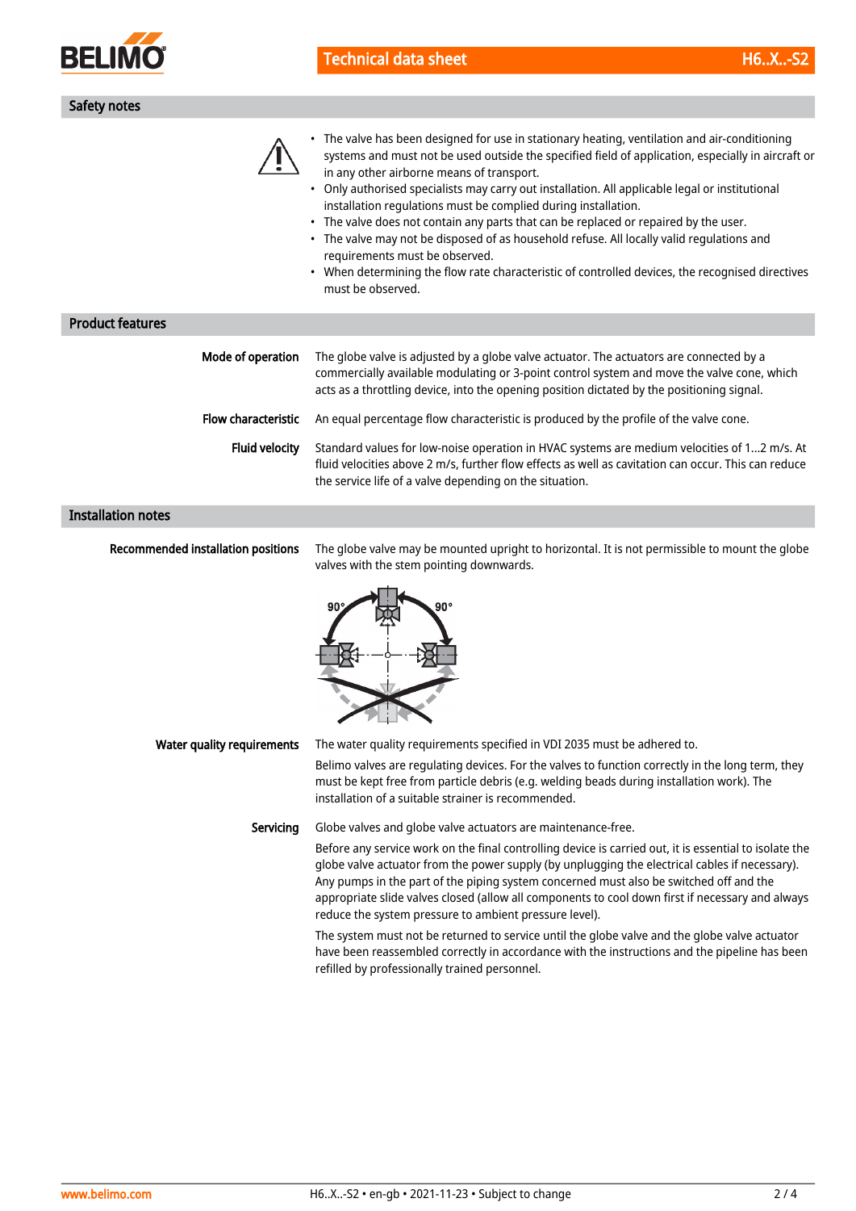## Safety notes

- The valve has been designed for use in stationary heating, ventilation and air-conditioning systems and must not be used outside the specified field of application, especially in aircraft or in any other airborne means of transport.
- Only authorised specialists may carry out installation. All applicable legal or institutional installation regulations must be complied during installation.
- The valve does not contain any parts that can be replaced or repaired by the user.
- The valve may not be disposed of as household refuse. All locally valid regulations and requirements must be observed.
- When determining the flow rate characteristic of controlled devices, the recognised directives must be observed.

## Product features

**Mode of operation**

The globe valve is adjusted by a globe valve actuator. The actuators are connected by a commercially available modulating or 3-point control system and move the valve cone, which acts as a throttling device, into the opening position dictated by the positioning signal.

**Flow characteristic**

An equal percentage flow characteristic is produced by the profile of the valve cone.

**Fluid velocity**

Standard values for low-noise operation in HVAC systems are medium velocities of 1...2 m/s. At fluid velocities above 2 m/s, further flow effects as well as cavitation can occur. This can reduce the service life of a valve depending on the situation.

## Installation notes

**Recommended installation positions**

The globe valve may be mounted upright to horizontal. It is not permissible to mount the globe valves with the stem pointing downwards.

90° 90°

**Water quality requirements**

The water quality requirements specified in VDI 2035 must be adhered to.

Belimo valves are regulating devices. For the valves to function correctly in the long term, they must be kept free from particle debris (e.g. welding beads during installation work). The installation of a suitable strainer is recommended.

**Servicing**

Globe valves and globe valve actuators are maintenance-free.

Before any service work on the final controlling device is carried out, it is essential to isolate the globe valve actuator from the power supply (by unplugging the electrical cables if necessary). Any pumps in the part of the piping system concerned must also be switched off and the appropriate slide valves closed (allow all components to cool down first if necessary and always reduce the system pressure to ambient pressure level).

The system must not be returned to service until the globe valve and the globe valve actuator have been reassembled correctly in accordance with the instructions and the pipeline has been refilled by professionally trained personnel.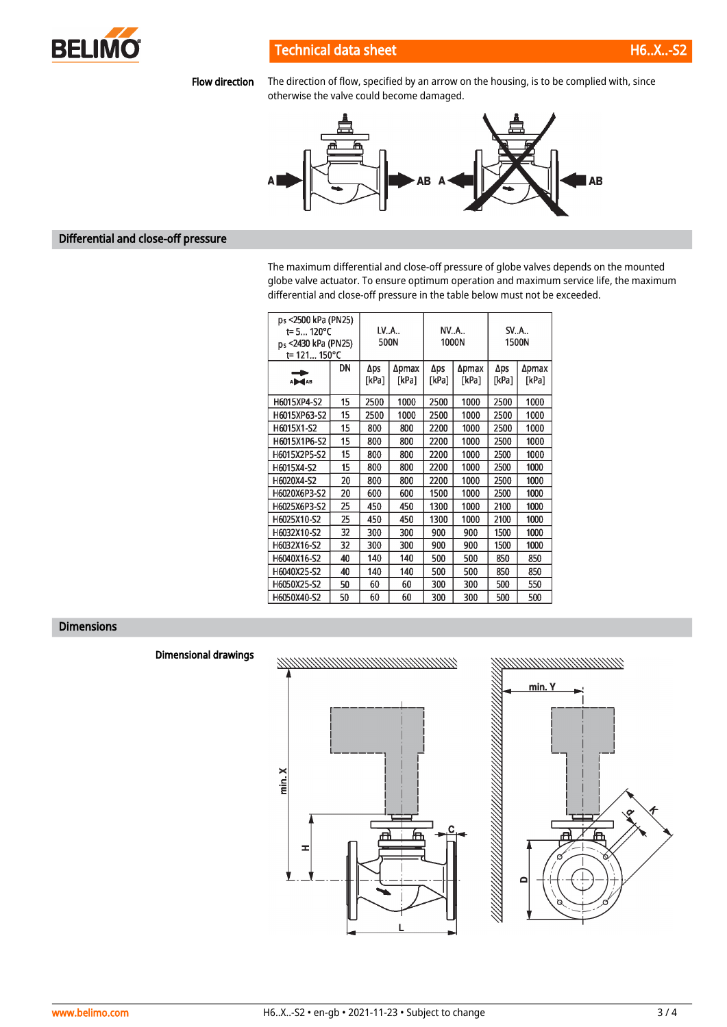## Flow direction

The direction of flow, specified by an arrow on the housing, is to be complied with, since otherwise the valve could become damaged.

## Differential and close-off pressure

The maximum differential and close-off pressure of globe valves depends on the mounted globe valve actuator. To ensure optimum operation and maximum service life, the maximum differential and close-off pressure in the table below must not be exceeded.

| ps <2500 kPa (PN25) t= 5... 120°C ps <2430 kPa (PN25) t= 121... 150°C | | LV..A.. 500N | | NV..A.. 1000N | | SV..A.. 1500N | |
|---|---|---|---|---|---|---|---|
| A → AB | DN | Δps [kPa] | Δpmax [kPa] | Δps [kPa] | Δpmax [kPa] | Δps [kPa] | Δpmax [kPa] |
| H6015XP4-S2 | 15 | 2500 | 1000 | 2500 | 1000 | 2500 | 1000 |
| H6015XP63-S2 | 15 | 2500 | 1000 | 2500 | 1000 | 2500 | 1000 |
| H6015X1-S2 | 15 | 800 | 800 | 2200 | 1000 | 2500 | 1000 |
| H6015X1P6-S2 | 15 | 800 | 800 | 2200 | 1000 | 2500 | 1000 |
| H6015X2P5-S2 | 15 | 800 | 800 | 2200 | 1000 | 2500 | 1000 |
| H6015X4-S2 | 15 | 800 | 800 | 2200 | 1000 | 2500 | 1000 |
| H6020X4-S2 | 20 | 800 | 800 | 2200 | 1000 | 2500 | 1000 |
| H6020X6P3-S2 | 20 | 600 | 600 | 1500 | 1000 | 2500 | 1000 |
| H6025X6P3-S2 | 25 | 450 | 450 | 1300 | 1000 | 2100 | 1000 |
| H6025X10-S2 | 25 | 450 | 450 | 1300 | 1000 | 2100 | 1000 |
| H6032X10-S2 | 32 | 300 | 300 | 900 | 900 | 1500 | 1000 |
| H6032X16-S2 | 32 | 300 | 300 | 900 | 900 | 1500 | 1000 |
| H6040X16-S2 | 40 | 140 | 140 | 500 | 500 | 850 | 850 |
| H6040X25-S2 | 40 | 140 | 140 | 500 | 500 | 850 | 850 |
| H6050X25-S2 | 50 | 60 | 60 | 300 | 300 | 500 | 550 |
| H6050X40-S2 | 50 | 60 | 60 | 300 | 300 | 500 | 500 |

## Dimensions

### Dimensional drawings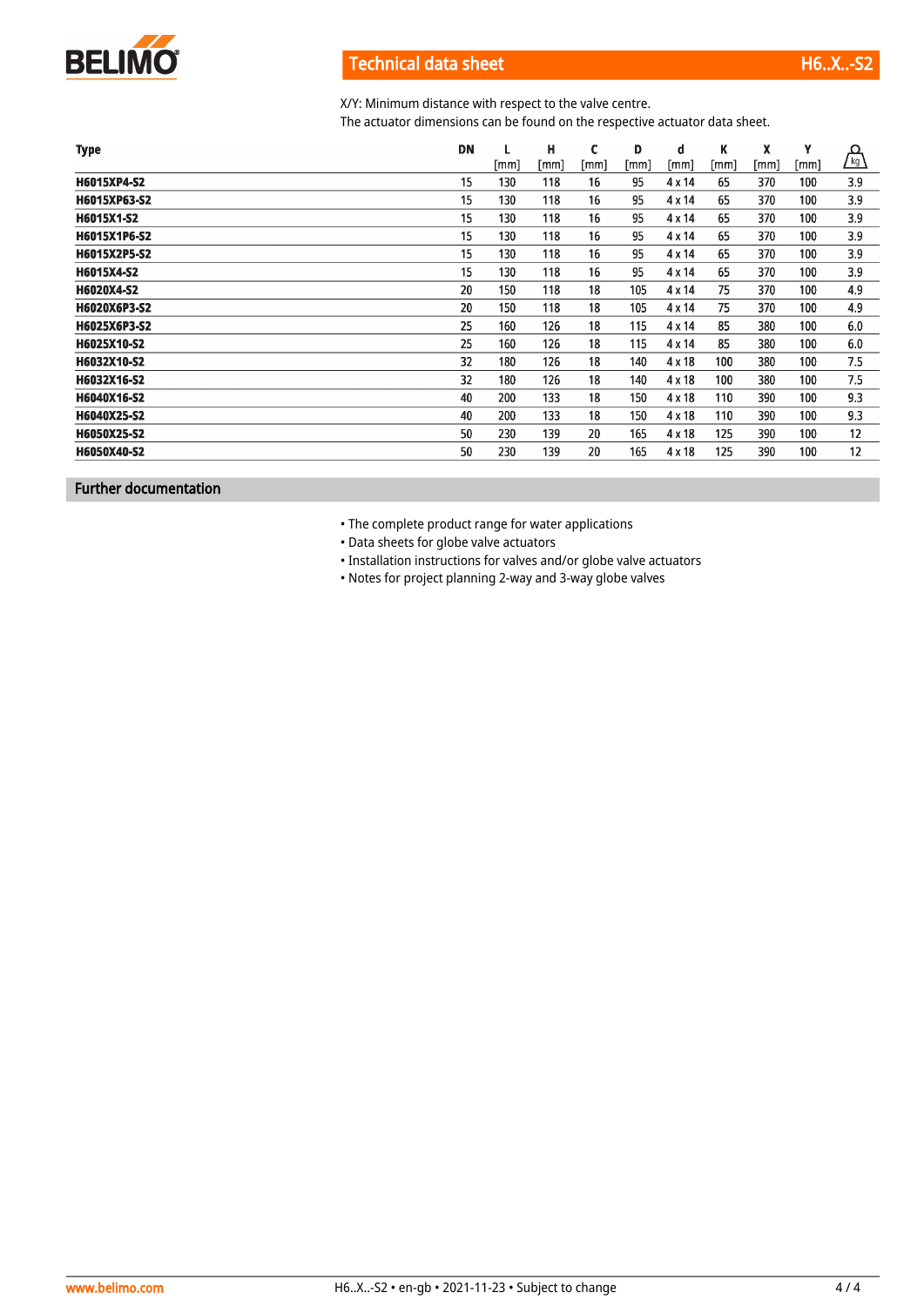X/Y: Minimum distance with respect to the valve centre.
The actuator dimensions can be found on the respective actuator data sheet.

| Type | DN | L [mm] | H [mm] | C [mm] | D [mm] | d [mm] | K [mm] | X [mm] | Y [mm] | kg |
|---|---|---|---|---|---|---|---|---|---|---|
| **H6015XP4-S2** | 15 | 130 | 118 | 16 | 95 | 4 x 14 | 65 | 370 | 100 | 3.9 |
| **H6015XP63-S2** | 15 | 130 | 118 | 16 | 95 | 4 x 14 | 65 | 370 | 100 | 3.9 |
| **H6015X1-S2** | 15 | 130 | 118 | 16 | 95 | 4 x 14 | 65 | 370 | 100 | 3.9 |
| **H6015X1P6-S2** | 15 | 130 | 118 | 16 | 95 | 4 x 14 | 65 | 370 | 100 | 3.9 |
| **H6015X2P5-S2** | 15 | 130 | 118 | 16 | 95 | 4 x 14 | 65 | 370 | 100 | 3.9 |
| **H6015X4-S2** | 15 | 130 | 118 | 16 | 95 | 4 x 14 | 65 | 370 | 100 | 3.9 |
| **H6020X4-S2** | 20 | 150 | 118 | 18 | 105 | 4 x 14 | 75 | 370 | 100 | 4.9 |
| **H6020X6P3-S2** | 20 | 150 | 118 | 18 | 105 | 4 x 14 | 75 | 370 | 100 | 4.9 |
| **H6025X6P3-S2** | 25 | 160 | 126 | 18 | 115 | 4 x 14 | 85 | 380 | 100 | 6.0 |
| **H6025X10-S2** | 25 | 160 | 126 | 18 | 115 | 4 x 14 | 85 | 380 | 100 | 6.0 |
| **H6032X10-S2** | 32 | 180 | 126 | 18 | 140 | 4 x 18 | 100 | 380 | 100 | 7.5 |
| **H6032X16-S2** | 32 | 180 | 126 | 18 | 140 | 4 x 18 | 100 | 380 | 100 | 7.5 |
| **H6040X16-S2** | 40 | 200 | 133 | 18 | 150 | 4 x 18 | 110 | 390 | 100 | 9.3 |
| **H6040X25-S2** | 40 | 200 | 133 | 18 | 150 | 4 x 18 | 110 | 390 | 100 | 9.3 |
| **H6050X25-S2** | 50 | 230 | 139 | 20 | 165 | 4 x 18 | 125 | 390 | 100 | 12 |
| **H6050X40-S2** | 50 | 230 | 139 | 20 | 165 | 4 x 18 | 125 | 390 | 100 | 12 |

## Further documentation

- The complete product range for water applications
- Data sheets for globe valve actuators
- Installation instructions for valves and/or globe valve actuators
- Notes for project planning 2-way and 3-way globe valves